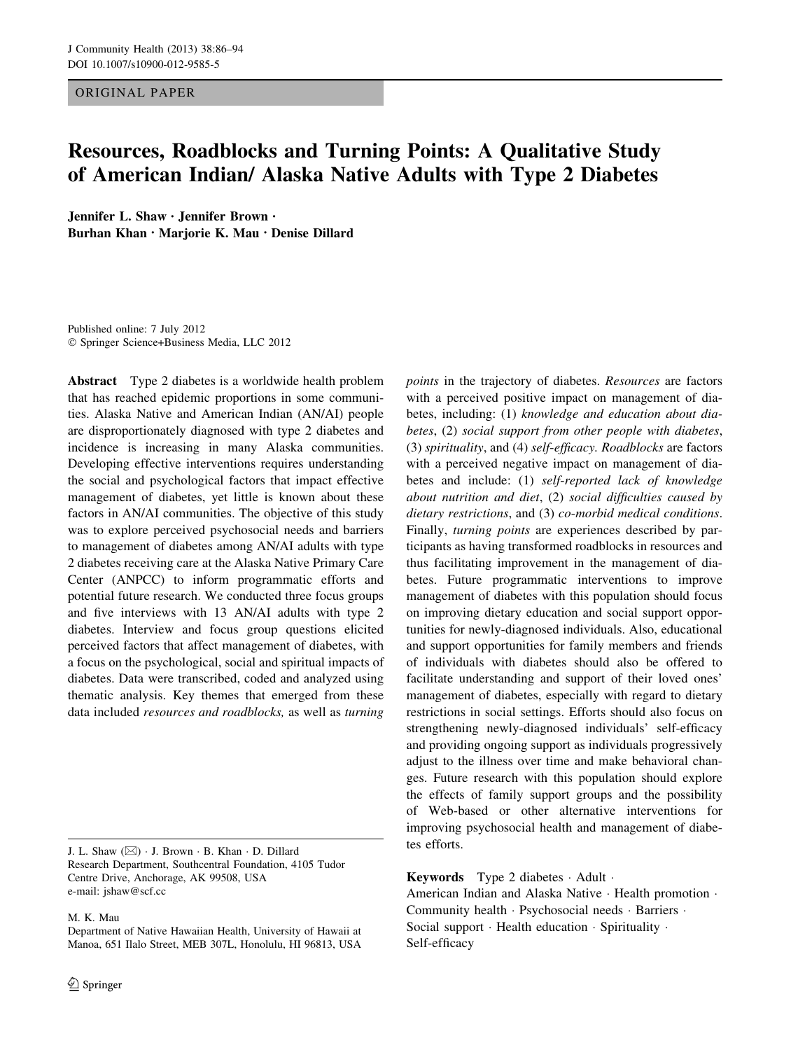ORIGINAL PAPER

# Resources, Roadblocks and Turning Points: A Qualitative Study of American Indian/ Alaska Native Adults with Type 2 Diabetes

**Jennifer L. Shaw · Jennifer Brown · Burhan Khan · Marjorie K. Mau · Denise Dillard**

Published online: 7 July 2012
© Springer Science+Business Media, LLC 2012

**Abstract** Type 2 diabetes is a worldwide health problem that has reached epidemic proportions in some communities. Alaska Native and American Indian (AN/AI) people are disproportionately diagnosed with type 2 diabetes and incidence is increasing in many Alaska communities. Developing effective interventions requires understanding the social and psychological factors that impact effective management of diabetes, yet little is known about these factors in AN/AI communities. The objective of this study was to explore perceived psychosocial needs and barriers to management of diabetes among AN/AI adults with type 2 diabetes receiving care at the Alaska Native Primary Care Center (ANPCC) to inform programmatic efforts and potential future research. We conducted three focus groups and five interviews with 13 AN/AI adults with type 2 diabetes. Interview and focus group questions elicited perceived factors that affect management of diabetes, with a focus on the psychological, social and spiritual impacts of diabetes. Data were transcribed, coded and analyzed using thematic analysis. Key themes that emerged from these data included *resources and roadblocks,* as well as *turning points* in the trajectory of diabetes. *Resources* are factors with a perceived positive impact on management of diabetes, including: (1) *knowledge and education about diabetes*, (2) *social support from other people with diabetes*, (3) *spirituality*, and (4) *self-efficacy. Roadblocks* are factors with a perceived negative impact on management of diabetes and include: (1) *self-reported lack of knowledge about nutrition and diet*, (2) *social difficulties caused by dietary restrictions*, and (3) *co-morbid medical conditions*. Finally, *turning points* are experiences described by participants as having transformed roadblocks in resources and thus facilitating improvement in the management of diabetes. Future programmatic interventions to improve management of diabetes with this population should focus on improving dietary education and social support opportunities for newly-diagnosed individuals. Also, educational and support opportunities for family members and friends of individuals with diabetes should also be offered to facilitate understanding and support of their loved ones' management of diabetes, especially with regard to dietary restrictions in social settings. Efforts should also focus on strengthening newly-diagnosed individuals' self-efficacy and providing ongoing support as individuals progressively adjust to the illness over time and make behavioral changes. Future research with this population should explore the effects of family support groups and the possibility of Web-based or other alternative interventions for improving psychosocial health and management of diabetes efforts.

**Keywords** Type 2 diabetes · Adult · American Indian and Alaska Native · Health promotion · Community health · Psychosocial needs · Barriers · Social support · Health education · Spirituality · Self-efficacy

---

J. L. Shaw (✉) · J. Brown · B. Khan · D. Dillard
Research Department, Southcentral Foundation, 4105 Tudor Centre Drive, Anchorage, AK 99508, USA
e-mail: jshaw@scf.cc

M. K. Mau
Department of Native Hawaiian Health, University of Hawaii at Manoa, 651 Ilalo Street, MEB 307L, Honolulu, HI 96813, USA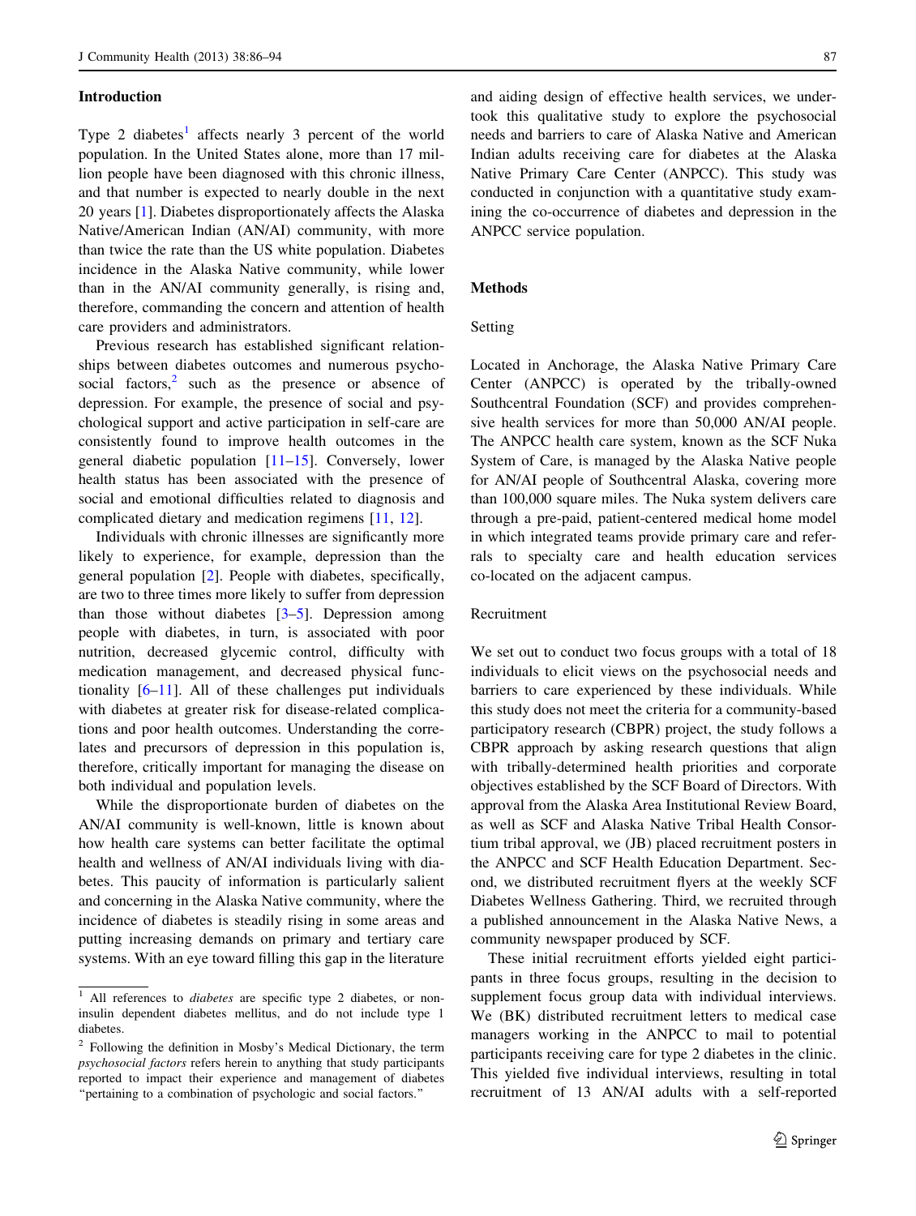## Introduction

Type 2 diabetes[1] affects nearly 3 percent of the world population. In the United States alone, more than 17 million people have been diagnosed with this chronic illness, and that number is expected to nearly double in the next 20 years [1]. Diabetes disproportionately affects the Alaska Native/American Indian (AN/AI) community, with more than twice the rate than the US white population. Diabetes incidence in the Alaska Native community, while lower than in the AN/AI community generally, is rising and, therefore, commanding the concern and attention of health care providers and administrators.

Previous research has established significant relationships between diabetes outcomes and numerous psychosocial factors,[2] such as the presence or absence of depression. For example, the presence of social and psychological support and active participation in self-care are consistently found to improve health outcomes in the general diabetic population [11–15]. Conversely, lower health status has been associated with the presence of social and emotional difficulties related to diagnosis and complicated dietary and medication regimens [11, 12].

Individuals with chronic illnesses are significantly more likely to experience, for example, depression than the general population [2]. People with diabetes, specifically, are two to three times more likely to suffer from depression than those without diabetes [3–5]. Depression among people with diabetes, in turn, is associated with poor nutrition, decreased glycemic control, difficulty with medication management, and decreased physical functionality [6–11]. All of these challenges put individuals with diabetes at greater risk for disease-related complications and poor health outcomes. Understanding the correlates and precursors of depression in this population is, therefore, critically important for managing the disease on both individual and population levels.

While the disproportionate burden of diabetes on the AN/AI community is well-known, little is known about how health care systems can better facilitate the optimal health and wellness of AN/AI individuals living with diabetes. This paucity of information is particularly salient and concerning in the Alaska Native community, where the incidence of diabetes is steadily rising in some areas and putting increasing demands on primary and tertiary care systems. With an eye toward filling this gap in the literature and aiding design of effective health services, we undertook this qualitative study to explore the psychosocial needs and barriers to care of Alaska Native and American Indian adults receiving care for diabetes at the Alaska Native Primary Care Center (ANPCC). This study was conducted in conjunction with a quantitative study examining the co-occurrence of diabetes and depression in the ANPCC service population.

## Methods

### Setting

Located in Anchorage, the Alaska Native Primary Care Center (ANPCC) is operated by the tribally-owned Southcentral Foundation (SCF) and provides comprehensive health services for more than 50,000 AN/AI people. The ANPCC health care system, known as the SCF Nuka System of Care, is managed by the Alaska Native people for AN/AI people of Southcentral Alaska, covering more than 100,000 square miles. The Nuka system delivers care through a pre-paid, patient-centered medical home model in which integrated teams provide primary care and referrals to specialty care and health education services co-located on the adjacent campus.

### Recruitment

We set out to conduct two focus groups with a total of 18 individuals to elicit views on the psychosocial needs and barriers to care experienced by these individuals. While this study does not meet the criteria for a community-based participatory research (CBPR) project, the study follows a CBPR approach by asking research questions that align with tribally-determined health priorities and corporate objectives established by the SCF Board of Directors. With approval from the Alaska Area Institutional Review Board, as well as SCF and Alaska Native Tribal Health Consortium tribal approval, we (JB) placed recruitment posters in the ANPCC and SCF Health Education Department. Second, we distributed recruitment flyers at the weekly SCF Diabetes Wellness Gathering. Third, we recruited through a published announcement in the Alaska Native News, a community newspaper produced by SCF.

These initial recruitment efforts yielded eight participants in three focus groups, resulting in the decision to supplement focus group data with individual interviews. We (BK) distributed recruitment letters to medical case managers working in the ANPCC to mail to potential participants receiving care for type 2 diabetes in the clinic. This yielded five individual interviews, resulting in total recruitment of 13 AN/AI adults with a self-reported

---

[1] All references to *diabetes* are specific type 2 diabetes, or non-insulin dependent diabetes mellitus, and do not include type 1 diabetes.

[2] Following the definition in Mosby's Medical Dictionary, the term *psychosocial factors* refers herein to anything that study participants reported to impact their experience and management of diabetes "pertaining to a combination of psychologic and social factors."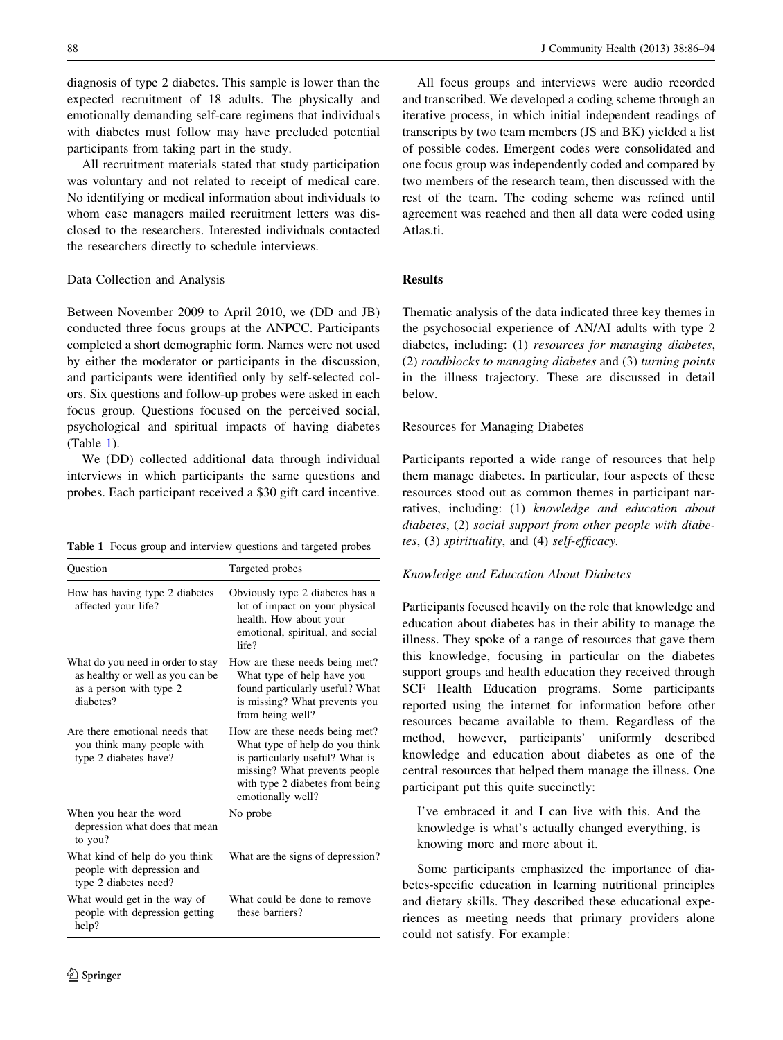diagnosis of type 2 diabetes. This sample is lower than the expected recruitment of 18 adults. The physically and emotionally demanding self-care regimens that individuals with diabetes must follow may have precluded potential participants from taking part in the study.

All recruitment materials stated that study participation was voluntary and not related to receipt of medical care. No identifying or medical information about individuals to whom case managers mailed recruitment letters was disclosed to the researchers. Interested individuals contacted the researchers directly to schedule interviews.

## Data Collection and Analysis

Between November 2009 to April 2010, we (DD and JB) conducted three focus groups at the ANPCC. Participants completed a short demographic form. Names were not used by either the moderator or participants in the discussion, and participants were identified only by self-selected colors. Six questions and follow-up probes were asked in each focus group. Questions focused on the perceived social, psychological and spiritual impacts of having diabetes (Table 1).

We (DD) collected additional data through individual interviews in which participants the same questions and probes. Each participant received a $30 gift card incentive.

**Table 1** Focus group and interview questions and targeted probes

| Question | Targeted probes |
|---|---|
| How has having type 2 diabetes affected your life? | Obviously type 2 diabetes has a lot of impact on your physical health. How about your emotional, spiritual, and social life? |
| What do you need in order to stay as healthy or as well as you can be as a person with type 2 diabetes? | How are these needs being met? What type of help have you found particularly useful? What is missing? What prevents you from being well? |
| Are there emotional needs that you think many people with type 2 diabetes have? | How are these needs being met? What type of help do you think is particularly useful? What is missing? What prevents people with type 2 diabetes from being emotionally well? |
| When you hear the word depression what does that mean to you? | No probe |
| What kind of help do you think people with depression and type 2 diabetes need? | What are the signs of depression? |
| What would get in the way of people with depression getting help? | What could be done to remove these barriers? |

All focus groups and interviews were audio recorded and transcribed. We developed a coding scheme through an iterative process, in which initial independent readings of transcripts by two team members (JS and BK) yielded a list of possible codes. Emergent codes were consolidated and one focus group was independently coded and compared by two members of the research team, then discussed with the rest of the team. The coding scheme was refined until agreement was reached and then all data were coded using Atlas.ti.

# Results

Thematic analysis of the data indicated three key themes in the psychosocial experience of AN/AI adults with type 2 diabetes, including: (1) *resources for managing diabetes*, (2) *roadblocks to managing diabetes* and (3) *turning points* in the illness trajectory. These are discussed in detail below.

## Resources for Managing Diabetes

Participants reported a wide range of resources that help them manage diabetes. In particular, four aspects of these resources stood out as common themes in participant narratives, including: (1) *knowledge and education about diabetes*, (2) *social support from other people with diabetes*, (3) *spirituality*, and (4) *self-efficacy*.

### *Knowledge and Education About Diabetes*

Participants focused heavily on the role that knowledge and education about diabetes has in their ability to manage the illness. They spoke of a range of resources that gave them this knowledge, focusing in particular on the diabetes support groups and health education they received through SCF Health Education programs. Some participants reported using the internet for information before other resources became available to them. Regardless of the method, however, participants' uniformly described knowledge and education about diabetes as one of the central resources that helped them manage the illness. One participant put this quite succinctly:

> I've embraced it and I can live with this. And the knowledge is what's actually changed everything, is knowing more and more about it.

Some participants emphasized the importance of diabetes-specific education in learning nutritional principles and dietary skills. They described these educational experiences as meeting needs that primary providers alone could not satisfy. For example: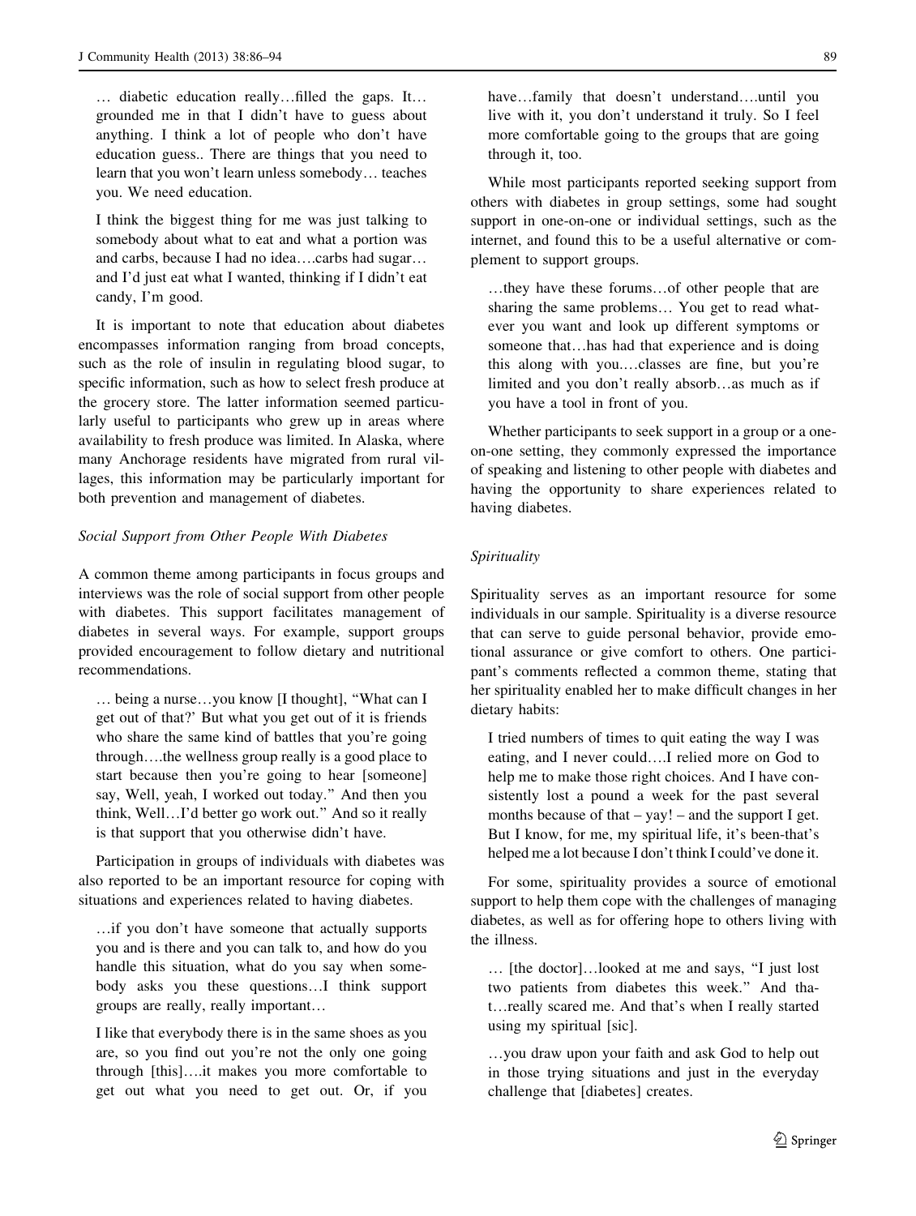… diabetic education really…filled the gaps. It… grounded me in that I didn't have to guess about anything. I think a lot of people who don't have education guess.. There are things that you need to learn that you won't learn unless somebody… teaches you. We need education.

I think the biggest thing for me was just talking to somebody about what to eat and what a portion was and carbs, because I had no idea….carbs had sugar… and I'd just eat what I wanted, thinking if I didn't eat candy, I'm good.

It is important to note that education about diabetes encompasses information ranging from broad concepts, such as the role of insulin in regulating blood sugar, to specific information, such as how to select fresh produce at the grocery store. The latter information seemed particularly useful to participants who grew up in areas where availability to fresh produce was limited. In Alaska, where many Anchorage residents have migrated from rural villages, this information may be particularly important for both prevention and management of diabetes.

*Social Support from Other People With Diabetes*

A common theme among participants in focus groups and interviews was the role of social support from other people with diabetes. This support facilitates management of diabetes in several ways. For example, support groups provided encouragement to follow dietary and nutritional recommendations.

… being a nurse…you know [I thought], "What can I get out of that?' But what you get out of it is friends who share the same kind of battles that you're going through….the wellness group really is a good place to start because then you're going to hear [someone] say, Well, yeah, I worked out today." And then you think, Well…I'd better go work out." And so it really is that support that you otherwise didn't have.

Participation in groups of individuals with diabetes was also reported to be an important resource for coping with situations and experiences related to having diabetes.

…if you don't have someone that actually supports you and is there and you can talk to, and how do you handle this situation, what do you say when somebody asks you these questions…I think support groups are really, really important…

I like that everybody there is in the same shoes as you are, so you find out you're not the only one going through [this]….it makes you more comfortable to get out what you need to get out. Or, if you have…family that doesn't understand….until you live with it, you don't understand it truly. So I feel more comfortable going to the groups that are going through it, too.

While most participants reported seeking support from others with diabetes in group settings, some had sought support in one-on-one or individual settings, such as the internet, and found this to be a useful alternative or complement to support groups.

…they have these forums…of other people that are sharing the same problems… You get to read whatever you want and look up different symptoms or someone that…has had that experience and is doing this along with you.…classes are fine, but you're limited and you don't really absorb…as much as if you have a tool in front of you.

Whether participants to seek support in a group or a one-on-one setting, they commonly expressed the importance of speaking and listening to other people with diabetes and having the opportunity to share experiences related to having diabetes.

*Spirituality*

Spirituality serves as an important resource for some individuals in our sample. Spirituality is a diverse resource that can serve to guide personal behavior, provide emotional assurance or give comfort to others. One participant's comments reflected a common theme, stating that her spirituality enabled her to make difficult changes in her dietary habits:

I tried numbers of times to quit eating the way I was eating, and I never could….I relied more on God to help me to make those right choices. And I have consistently lost a pound a week for the past several months because of that – yay! – and the support I get. But I know, for me, my spiritual life, it's been-that's helped me a lot because I don't think I could've done it.

For some, spirituality provides a source of emotional support to help them cope with the challenges of managing diabetes, as well as for offering hope to others living with the illness.

… [the doctor]…looked at me and says, "I just lost two patients from diabetes this week." And that…really scared me. And that's when I really started using my spiritual [sic].

…you draw upon your faith and ask God to help out in those trying situations and just in the everyday challenge that [diabetes] creates.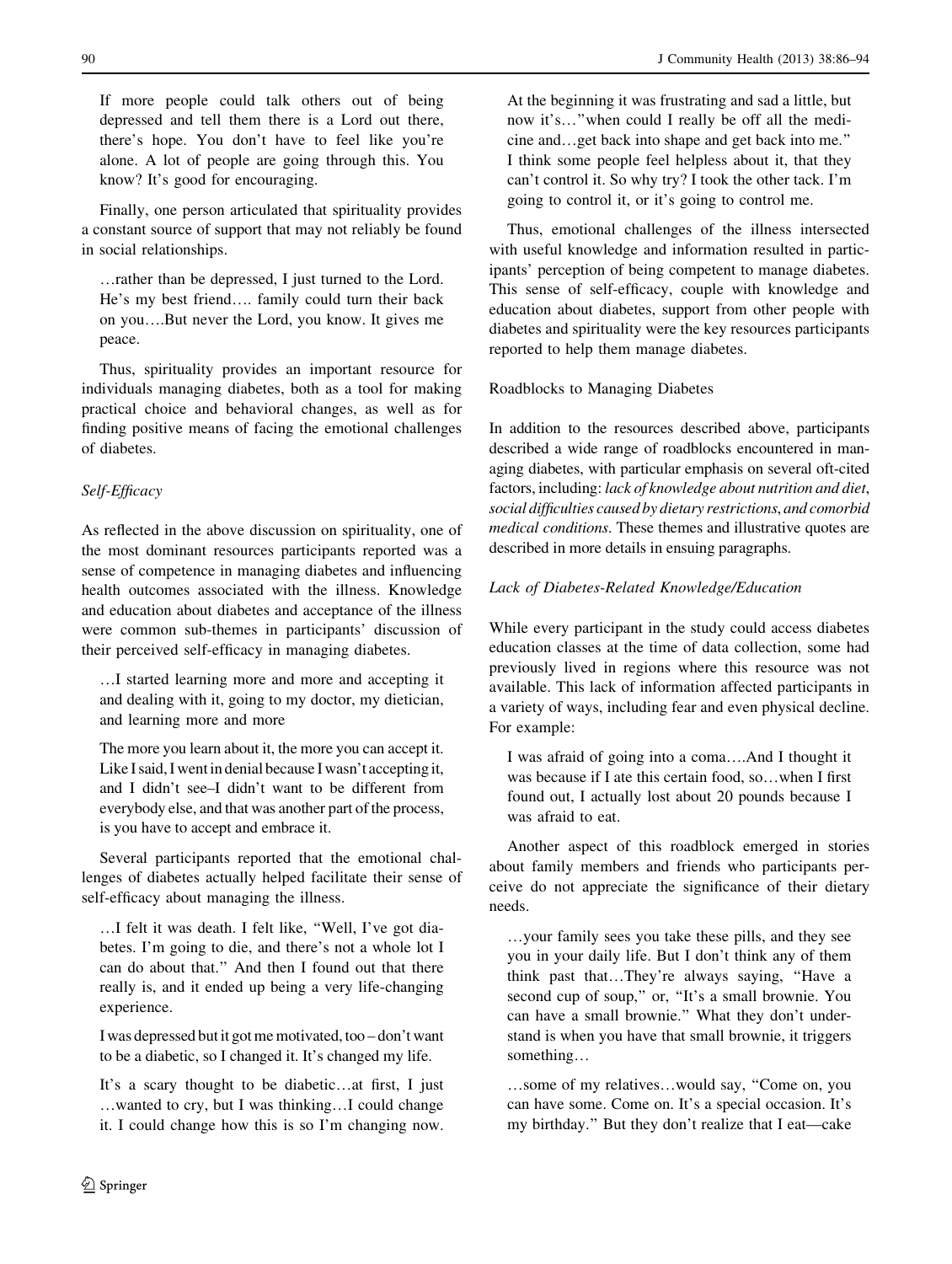If more people could talk others out of being depressed and tell them there is a Lord out there, there's hope. You don't have to feel like you're alone. A lot of people are going through this. You know? It's good for encouraging.

Finally, one person articulated that spirituality provides a constant source of support that may not reliably be found in social relationships.

> …rather than be depressed, I just turned to the Lord. He's my best friend…. family could turn their back on you….But never the Lord, you know. It gives me peace.

Thus, spirituality provides an important resource for individuals managing diabetes, both as a tool for making practical choice and behavioral changes, as well as for finding positive means of facing the emotional challenges of diabetes.

### *Self-Efficacy*

As reflected in the above discussion on spirituality, one of the most dominant resources participants reported was a sense of competence in managing diabetes and influencing health outcomes associated with the illness. Knowledge and education about diabetes and acceptance of the illness were common sub-themes in participants' discussion of their perceived self-efficacy in managing diabetes.

> …I started learning more and more and accepting it and dealing with it, going to my doctor, my dietician, and learning more and more

> The more you learn about it, the more you can accept it. Like I said, I went in denial because I wasn't accepting it, and I didn't see–I didn't want to be different from everybody else, and that was another part of the process, is you have to accept and embrace it.

Several participants reported that the emotional challenges of diabetes actually helped facilitate their sense of self-efficacy about managing the illness.

> …I felt it was death. I felt like, "Well, I've got diabetes. I'm going to die, and there's not a whole lot I can do about that." And then I found out that there really is, and it ended up being a very life-changing experience.

> I was depressed but it got me motivated, too – don't want to be a diabetic, so I changed it. It's changed my life.

> It's a scary thought to be diabetic…at first, I just …wanted to cry, but I was thinking…I could change it. I could change how this is so I'm changing now. At the beginning it was frustrating and sad a little, but now it's…"when could I really be off all the medicine and…get back into shape and get back into me." I think some people feel helpless about it, that they can't control it. So why try? I took the other tack. I'm going to control it, or it's going to control me.

Thus, emotional challenges of the illness intersected with useful knowledge and information resulted in participants' perception of being competent to manage diabetes. This sense of self-efficacy, couple with knowledge and education about diabetes, support from other people with diabetes and spirituality were the key resources participants reported to help them manage diabetes.

## Roadblocks to Managing Diabetes

In addition to the resources described above, participants described a wide range of roadblocks encountered in managing diabetes, with particular emphasis on several oft-cited factors, including: *lack of knowledge about nutrition and diet*, *social difficulties caused by dietary restrictions*, *and comorbid medical conditions*. These themes and illustrative quotes are described in more details in ensuing paragraphs.

### *Lack of Diabetes-Related Knowledge/Education*

While every participant in the study could access diabetes education classes at the time of data collection, some had previously lived in regions where this resource was not available. This lack of information affected participants in a variety of ways, including fear and even physical decline. For example:

> I was afraid of going into a coma….And I thought it was because if I ate this certain food, so…when I first found out, I actually lost about 20 pounds because I was afraid to eat.

Another aspect of this roadblock emerged in stories about family members and friends who participants perceive do not appreciate the significance of their dietary needs.

> …your family sees you take these pills, and they see you in your daily life. But I don't think any of them think past that…They're always saying, "Have a second cup of soup," or, "It's a small brownie. You can have a small brownie." What they don't understand is when you have that small brownie, it triggers something…

> …some of my relatives…would say, "Come on, you can have some. Come on. It's a special occasion. It's my birthday." But they don't realize that I eat—cake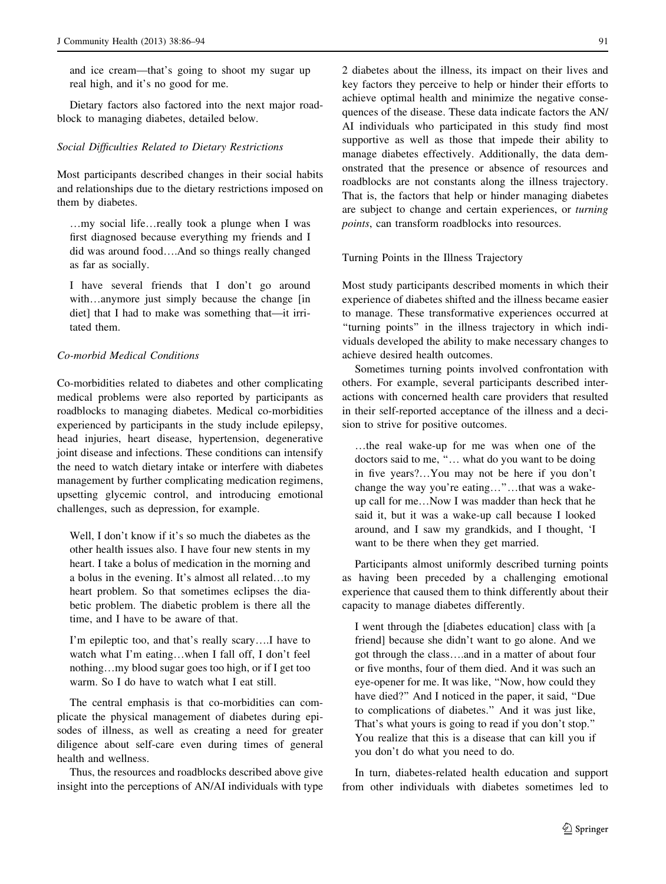> and ice cream—that's going to shoot my sugar up real high, and it's no good for me.

Dietary factors also factored into the next major roadblock to managing diabetes, detailed below.

#### *Social Difficulties Related to Dietary Restrictions*

Most participants described changes in their social habits and relationships due to the dietary restrictions imposed on them by diabetes.

> …my social life…really took a plunge when I was first diagnosed because everything my friends and I did was around food….And so things really changed as far as socially.

> I have several friends that I don't go around with…anymore just simply because the change [in diet] that I had to make was something that—it irritated them.

#### *Co-morbid Medical Conditions*

Co-morbidities related to diabetes and other complicating medical problems were also reported by participants as roadblocks to managing diabetes. Medical co-morbidities experienced by participants in the study include epilepsy, head injuries, heart disease, hypertension, degenerative joint disease and infections. These conditions can intensify the need to watch dietary intake or interfere with diabetes management by further complicating medication regimens, upsetting glycemic control, and introducing emotional challenges, such as depression, for example.

> Well, I don't know if it's so much the diabetes as the other health issues also. I have four new stents in my heart. I take a bolus of medication in the morning and a bolus in the evening. It's almost all related…to my heart problem. So that sometimes eclipses the diabetic problem. The diabetic problem is there all the time, and I have to be aware of that.

> I'm epileptic too, and that's really scary….I have to watch what I'm eating…when I fall off, I don't feel nothing…my blood sugar goes too high, or if I get too warm. So I do have to watch what I eat still.

The central emphasis is that co-morbidities can complicate the physical management of diabetes during episodes of illness, as well as creating a need for greater diligence about self-care even during times of general health and wellness.

Thus, the resources and roadblocks described above give insight into the perceptions of AN/AI individuals with type 2 diabetes about the illness, its impact on their lives and key factors they perceive to help or hinder their efforts to achieve optimal health and minimize the negative consequences of the disease. These data indicate factors the AN/AI individuals who participated in this study find most supportive as well as those that impede their ability to manage diabetes effectively. Additionally, the data demonstrated that the presence or absence of resources and roadblocks are not constants along the illness trajectory. That is, the factors that help or hinder managing diabetes are subject to change and certain experiences, or *turning points*, can transform roadblocks into resources.

### Turning Points in the Illness Trajectory

Most study participants described moments in which their experience of diabetes shifted and the illness became easier to manage. These transformative experiences occurred at "turning points" in the illness trajectory in which individuals developed the ability to make necessary changes to achieve desired health outcomes.

Sometimes turning points involved confrontation with others. For example, several participants described interactions with concerned health care providers that resulted in their self-reported acceptance of the illness and a decision to strive for positive outcomes.

> …the real wake-up for me was when one of the doctors said to me, "… what do you want to be doing in five years?…You may not be here if you don't change the way you're eating…"…that was a wake-up call for me…Now I was madder than heck that he said it, but it was a wake-up call because I looked around, and I saw my grandkids, and I thought, 'I want to be there when they get married.

Participants almost uniformly described turning points as having been preceded by a challenging emotional experience that caused them to think differently about their capacity to manage diabetes differently.

> I went through the [diabetes education] class with [a friend] because she didn't want to go alone. And we got through the class….and in a matter of about four or five months, four of them died. And it was such an eye-opener for me. It was like, "Now, how could they have died?" And I noticed in the paper, it said, "Due to complications of diabetes." And it was just like, That's what yours is going to read if you don't stop." You realize that this is a disease that can kill you if you don't do what you need to do.

In turn, diabetes-related health education and support from other individuals with diabetes sometimes led to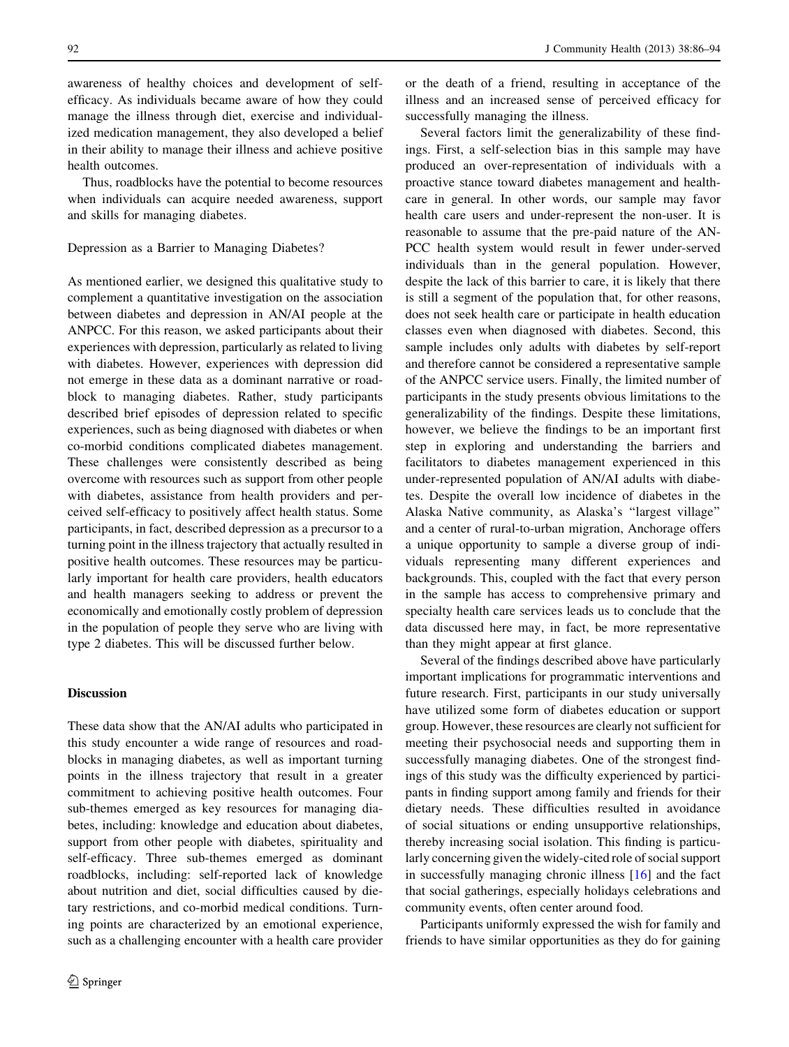awareness of healthy choices and development of self-efficacy. As individuals became aware of how they could manage the illness through diet, exercise and individualized medication management, they also developed a belief in their ability to manage their illness and achieve positive health outcomes.

Thus, roadblocks have the potential to become resources when individuals can acquire needed awareness, support and skills for managing diabetes.

### Depression as a Barrier to Managing Diabetes?

As mentioned earlier, we designed this qualitative study to complement a quantitative investigation on the association between diabetes and depression in AN/AI people at the ANPCC. For this reason, we asked participants about their experiences with depression, particularly as related to living with diabetes. However, experiences with depression did not emerge in these data as a dominant narrative or roadblock to managing diabetes. Rather, study participants described brief episodes of depression related to specific experiences, such as being diagnosed with diabetes or when co-morbid conditions complicated diabetes management. These challenges were consistently described as being overcome with resources such as support from other people with diabetes, assistance from health providers and perceived self-efficacy to positively affect health status. Some participants, in fact, described depression as a precursor to a turning point in the illness trajectory that actually resulted in positive health outcomes. These resources may be particularly important for health care providers, health educators and health managers seeking to address or prevent the economically and emotionally costly problem of depression in the population of people they serve who are living with type 2 diabetes. This will be discussed further below.

## Discussion

These data show that the AN/AI adults who participated in this study encounter a wide range of resources and roadblocks in managing diabetes, as well as important turning points in the illness trajectory that result in a greater commitment to achieving positive health outcomes. Four sub-themes emerged as key resources for managing diabetes, including: knowledge and education about diabetes, support from other people with diabetes, spirituality and self-efficacy. Three sub-themes emerged as dominant roadblocks, including: self-reported lack of knowledge about nutrition and diet, social difficulties caused by dietary restrictions, and co-morbid medical conditions. Turning points are characterized by an emotional experience, such as a challenging encounter with a health care provider or the death of a friend, resulting in acceptance of the illness and an increased sense of perceived efficacy for successfully managing the illness.

Several factors limit the generalizability of these findings. First, a self-selection bias in this sample may have produced an over-representation of individuals with a proactive stance toward diabetes management and healthcare in general. In other words, our sample may favor health care users and under-represent the non-user. It is reasonable to assume that the pre-paid nature of the AN-PCC health system would result in fewer under-served individuals than in the general population. However, despite the lack of this barrier to care, it is likely that there is still a segment of the population that, for other reasons, does not seek health care or participate in health education classes even when diagnosed with diabetes. Second, this sample includes only adults with diabetes by self-report and therefore cannot be considered a representative sample of the ANPCC service users. Finally, the limited number of participants in the study presents obvious limitations to the generalizability of the findings. Despite these limitations, however, we believe the findings to be an important first step in exploring and understanding the barriers and facilitators to diabetes management experienced in this under-represented population of AN/AI adults with diabetes. Despite the overall low incidence of diabetes in the Alaska Native community, as Alaska's "largest village" and a center of rural-to-urban migration, Anchorage offers a unique opportunity to sample a diverse group of individuals representing many different experiences and backgrounds. This, coupled with the fact that every person in the sample has access to comprehensive primary and specialty health care services leads us to conclude that the data discussed here may, in fact, be more representative than they might appear at first glance.

Several of the findings described above have particularly important implications for programmatic interventions and future research. First, participants in our study universally have utilized some form of diabetes education or support group. However, these resources are clearly not sufficient for meeting their psychosocial needs and supporting them in successfully managing diabetes. One of the strongest findings of this study was the difficulty experienced by participants in finding support among family and friends for their dietary needs. These difficulties resulted in avoidance of social situations or ending unsupportive relationships, thereby increasing social isolation. This finding is particularly concerning given the widely-cited role of social support in successfully managing chronic illness [16] and the fact that social gatherings, especially holidays celebrations and community events, often center around food.

Participants uniformly expressed the wish for family and friends to have similar opportunities as they do for gaining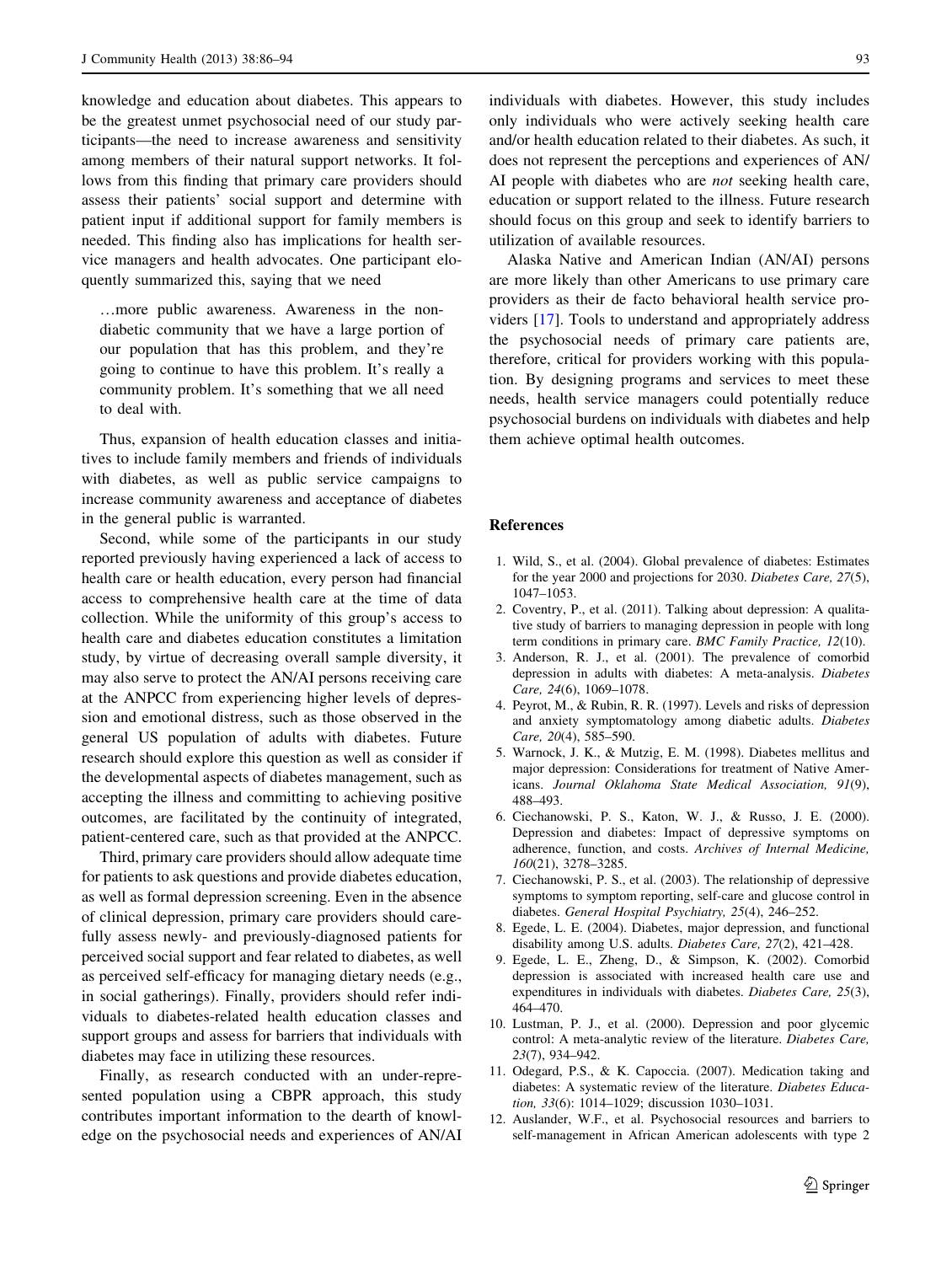knowledge and education about diabetes. This appears to be the greatest unmet psychosocial need of our study participants—the need to increase awareness and sensitivity among members of their natural support networks. It follows from this finding that primary care providers should assess their patients' social support and determine with patient input if additional support for family members is needed. This finding also has implications for health service managers and health advocates. One participant eloquently summarized this, saying that we need

> …more public awareness. Awareness in the non-diabetic community that we have a large portion of our population that has this problem, and they're going to continue to have this problem. It's really a community problem. It's something that we all need to deal with.

Thus, expansion of health education classes and initiatives to include family members and friends of individuals with diabetes, as well as public service campaigns to increase community awareness and acceptance of diabetes in the general public is warranted.

Second, while some of the participants in our study reported previously having experienced a lack of access to health care or health education, every person had financial access to comprehensive health care at the time of data collection. While the uniformity of this group's access to health care and diabetes education constitutes a limitation study, by virtue of decreasing overall sample diversity, it may also serve to protect the AN/AI persons receiving care at the ANPCC from experiencing higher levels of depression and emotional distress, such as those observed in the general US population of adults with diabetes. Future research should explore this question as well as consider if the developmental aspects of diabetes management, such as accepting the illness and committing to achieving positive outcomes, are facilitated by the continuity of integrated, patient-centered care, such as that provided at the ANPCC.

Third, primary care providers should allow adequate time for patients to ask questions and provide diabetes education, as well as formal depression screening. Even in the absence of clinical depression, primary care providers should carefully assess newly- and previously-diagnosed patients for perceived social support and fear related to diabetes, as well as perceived self-efficacy for managing dietary needs (e.g., in social gatherings). Finally, providers should refer individuals to diabetes-related health education classes and support groups and assess for barriers that individuals with diabetes may face in utilizing these resources.

Finally, as research conducted with an under-represented population using a CBPR approach, this study contributes important information to the dearth of knowledge on the psychosocial needs and experiences of AN/AI individuals with diabetes. However, this study includes only individuals who were actively seeking health care and/or health education related to their diabetes. As such, it does not represent the perceptions and experiences of AN/AI people with diabetes who are *not* seeking health care, education or support related to the illness. Future research should focus on this group and seek to identify barriers to utilization of available resources.

Alaska Native and American Indian (AN/AI) persons are more likely than other Americans to use primary care providers as their de facto behavioral health service providers [17]. Tools to understand and appropriately address the psychosocial needs of primary care patients are, therefore, critical for providers working with this population. By designing programs and services to meet these needs, health service managers could potentially reduce psychosocial burdens on individuals with diabetes and help them achieve optimal health outcomes.

## References

1. Wild, S., et al. (2004). Global prevalence of diabetes: Estimates for the year 2000 and projections for 2030. *Diabetes Care, 27*(5), 1047–1053.
2. Coventry, P., et al. (2011). Talking about depression: A qualitative study of barriers to managing depression in people with long term conditions in primary care. *BMC Family Practice, 12*(10).
3. Anderson, R. J., et al. (2001). The prevalence of comorbid depression in adults with diabetes: A meta-analysis. *Diabetes Care, 24*(6), 1069–1078.
4. Peyrot, M., & Rubin, R. R. (1997). Levels and risks of depression and anxiety symptomatology among diabetic adults. *Diabetes Care, 20*(4), 585–590.
5. Warnock, J. K., & Mutzig, E. M. (1998). Diabetes mellitus and major depression: Considerations for treatment of Native Americans. *Journal Oklahoma State Medical Association, 91*(9), 488–493.
6. Ciechanowski, P. S., Katon, W. J., & Russo, J. E. (2000). Depression and diabetes: Impact of depressive symptoms on adherence, function, and costs. *Archives of Internal Medicine, 160*(21), 3278–3285.
7. Ciechanowski, P. S., et al. (2003). The relationship of depressive symptoms to symptom reporting, self-care and glucose control in diabetes. *General Hospital Psychiatry, 25*(4), 246–252.
8. Egede, L. E. (2004). Diabetes, major depression, and functional disability among U.S. adults. *Diabetes Care, 27*(2), 421–428.
9. Egede, L. E., Zheng, D., & Simpson, K. (2002). Comorbid depression is associated with increased health care use and expenditures in individuals with diabetes. *Diabetes Care, 25*(3), 464–470.
10. Lustman, P. J., et al. (2000). Depression and poor glycemic control: A meta-analytic review of the literature. *Diabetes Care, 23*(7), 934–942.
11. Odegard, P.S., & K. Capoccia. (2007). Medication taking and diabetes: A systematic review of the literature. *Diabetes Education, 33*(6): 1014–1029; discussion 1030–1031.
12. Auslander, W.F., et al. Psychosocial resources and barriers to self-management in African American adolescents with type 2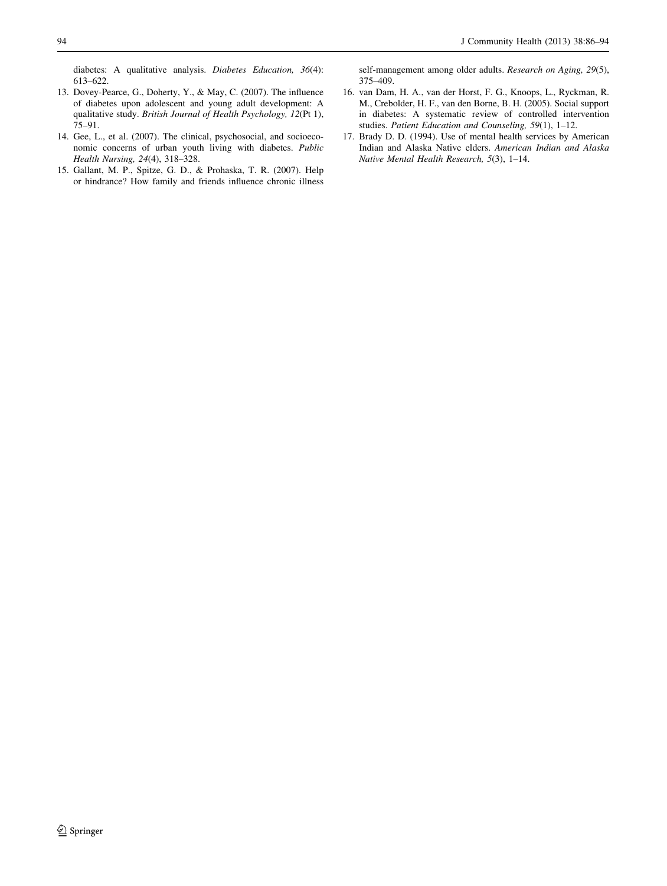diabetes: A qualitative analysis. *Diabetes Education, 36*(4): 613–622.

13. Dovey-Pearce, G., Doherty, Y., & May, C. (2007). The influence of diabetes upon adolescent and young adult development: A qualitative study. *British Journal of Health Psychology, 12*(Pt 1), 75–91.
14. Gee, L., et al. (2007). The clinical, psychosocial, and socioeconomic concerns of urban youth living with diabetes. *Public Health Nursing, 24*(4), 318–328.
15. Gallant, M. P., Spitze, G. D., & Prohaska, T. R. (2007). Help or hindrance? How family and friends influence chronic illness self-management among older adults. *Research on Aging, 29*(5), 375–409.
16. van Dam, H. A., van der Horst, F. G., Knoops, L., Ryckman, R. M., Crebolder, H. F., van den Borne, B. H. (2005). Social support in diabetes: A systematic review of controlled intervention studies. *Patient Education and Counseling, 59*(1), 1–12.
17. Brady D. D. (1994). Use of mental health services by American Indian and Alaska Native elders. *American Indian and Alaska Native Mental Health Research, 5*(3), 1–14.